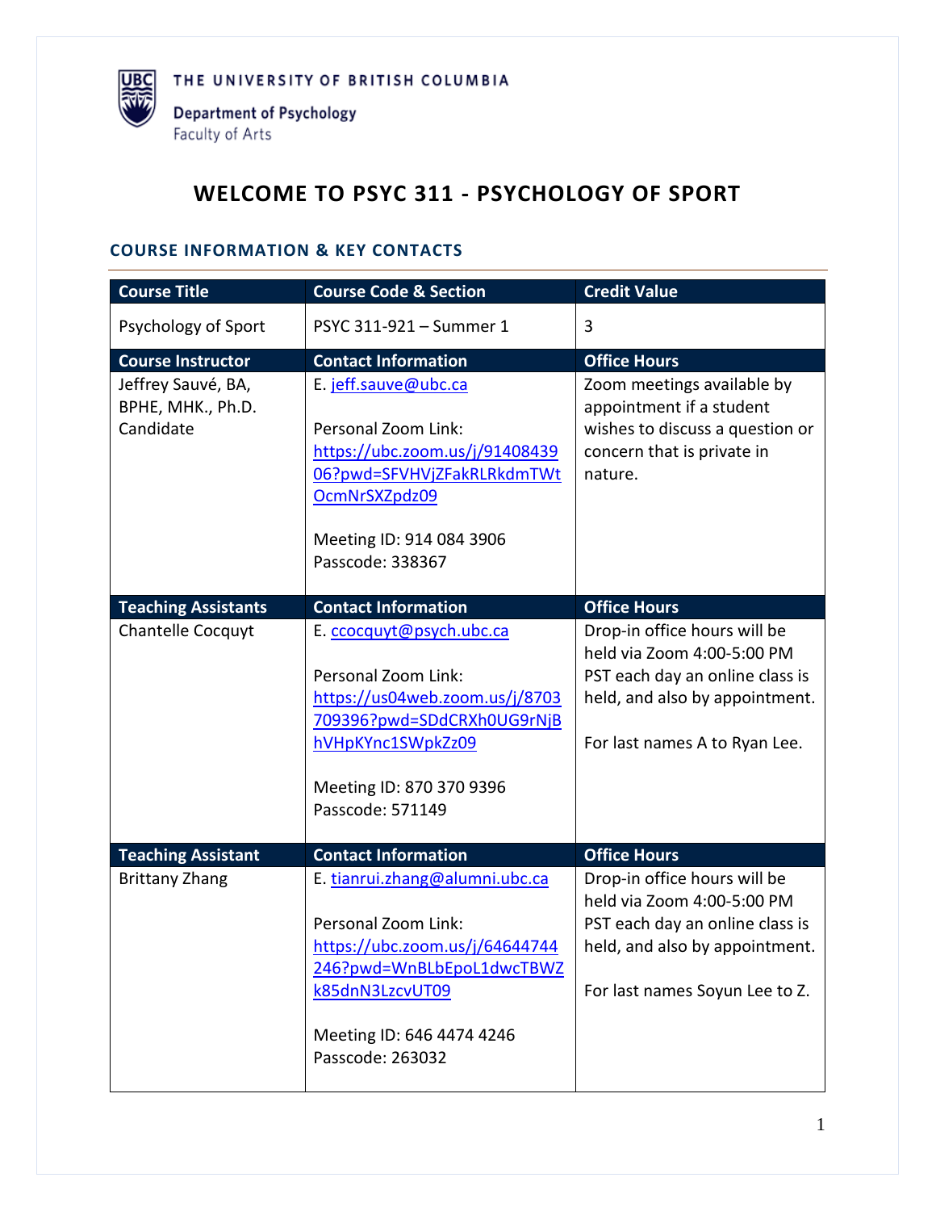THE UNIVERSITY OF BRITISH COLUMBIA

Department of Psychology
Faculty of Arts

# WELCOME TO PSYC 311 - PSYCHOLOGY OF SPORT

## COURSE INFORMATION & KEY CONTACTS

| Course Title | Course Code & Section | Credit Value |
|---|---|---|
| Psychology of Sport | PSYC 311-921 – Summer 1 | 3 |
| **Course Instructor** | **Contact Information** | **Office Hours** |
| Jeffrey Sauvé, BA, BPHE, MHK., Ph.D. Candidate | E. jeff.sauve@ubc.ca<br><br>Personal Zoom Link: https://ubc.zoom.us/j/9140843906?pwd=SFVHVjZFakRLRkdmTWtOcmNrSXZpdz09<br><br>Meeting ID: 914 084 3906<br>Passcode: 338367 | Zoom meetings available by appointment if a student wishes to discuss a question or concern that is private in nature. |
| **Teaching Assistants** | **Contact Information** | **Office Hours** |
| Chantelle Cocquyt | E. ccocquyt@psych.ubc.ca<br><br>Personal Zoom Link: https://us04web.zoom.us/j/8703709396?pwd=SDdCRXh0UG9rNjBhVHpKYnc1SWpkZz09<br><br>Meeting ID: 870 370 9396<br>Passcode: 571149 | Drop-in office hours will be held via Zoom 4:00-5:00 PM PST each day an online class is held, and also by appointment.<br><br>For last names A to Ryan Lee. |
| **Teaching Assistant** | **Contact Information** | **Office Hours** |
| Brittany Zhang | E. tianrui.zhang@alumni.ubc.ca<br><br>Personal Zoom Link: https://ubc.zoom.us/j/64644744246?pwd=WnBLbEpoL1dwcTBWZk85dnN3LzcvUT09<br><br>Meeting ID: 646 4474 4246<br>Passcode: 263032 | Drop-in office hours will be held via Zoom 4:00-5:00 PM PST each day an online class is held, and also by appointment.<br><br>For last names Soyun Lee to Z. |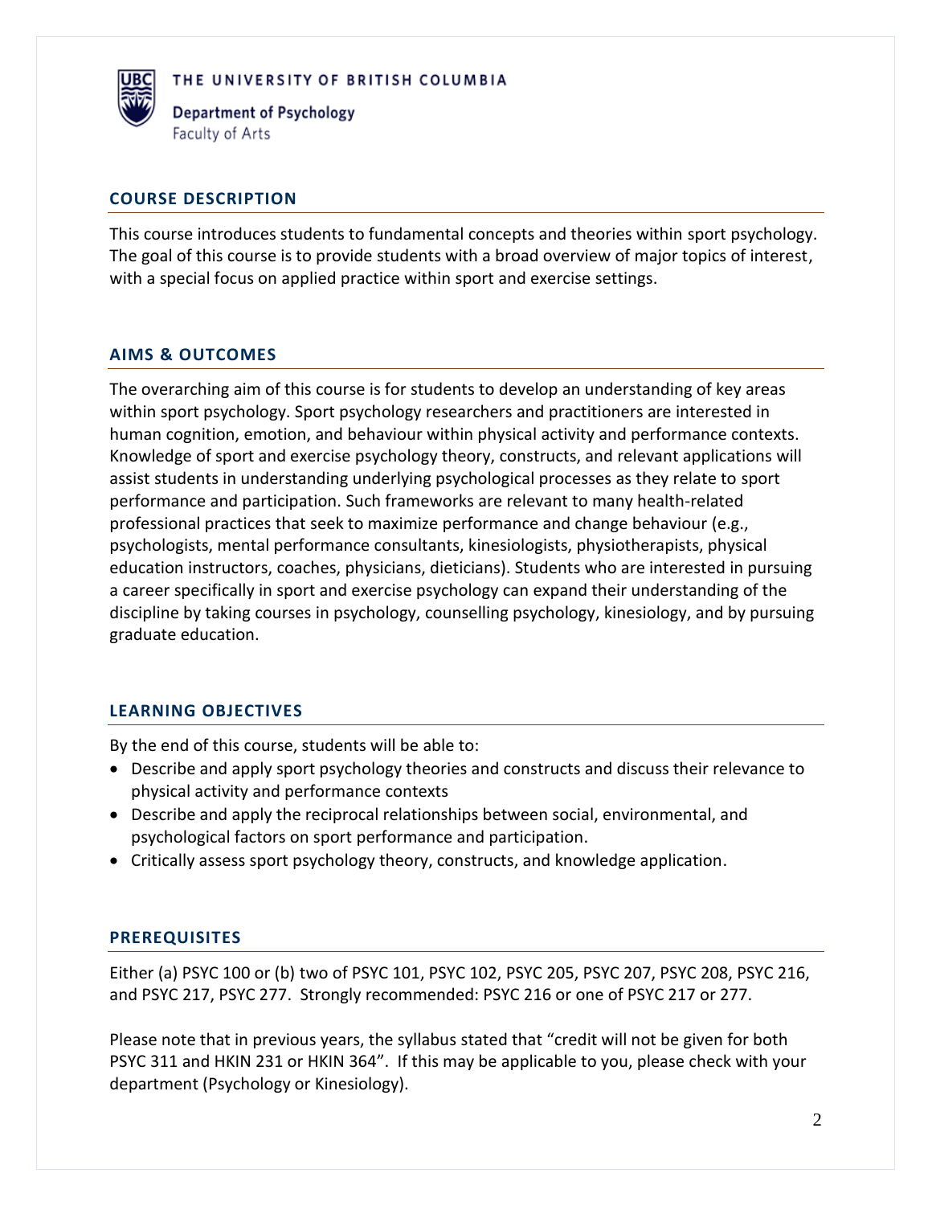THE UNIVERSITY OF BRITISH COLUMBIA

Department of Psychology
Faculty of Arts

## COURSE DESCRIPTION

This course introduces students to fundamental concepts and theories within sport psychology. The goal of this course is to provide students with a broad overview of major topics of interest, with a special focus on applied practice within sport and exercise settings.

## AIMS & OUTCOMES

The overarching aim of this course is for students to develop an understanding of key areas within sport psychology. Sport psychology researchers and practitioners are interested in human cognition, emotion, and behaviour within physical activity and performance contexts. Knowledge of sport and exercise psychology theory, constructs, and relevant applications will assist students in understanding underlying psychological processes as they relate to sport performance and participation. Such frameworks are relevant to many health-related professional practices that seek to maximize performance and change behaviour (e.g., psychologists, mental performance consultants, kinesiologists, physiotherapists, physical education instructors, coaches, physicians, dieticians). Students who are interested in pursuing a career specifically in sport and exercise psychology can expand their understanding of the discipline by taking courses in psychology, counselling psychology, kinesiology, and by pursuing graduate education.

## LEARNING OBJECTIVES

By the end of this course, students will be able to:

- Describe and apply sport psychology theories and constructs and discuss their relevance to physical activity and performance contexts
- Describe and apply the reciprocal relationships between social, environmental, and psychological factors on sport performance and participation.
- Critically assess sport psychology theory, constructs, and knowledge application.

## PREREQUISITES

Either (a) PSYC 100 or (b) two of PSYC 101, PSYC 102, PSYC 205, PSYC 207, PSYC 208, PSYC 216, and PSYC 217, PSYC 277. Strongly recommended: PSYC 216 or one of PSYC 217 or 277.

Please note that in previous years, the syllabus stated that "credit will not be given for both PSYC 311 and HKIN 231 or HKIN 364". If this may be applicable to you, please check with your department (Psychology or Kinesiology).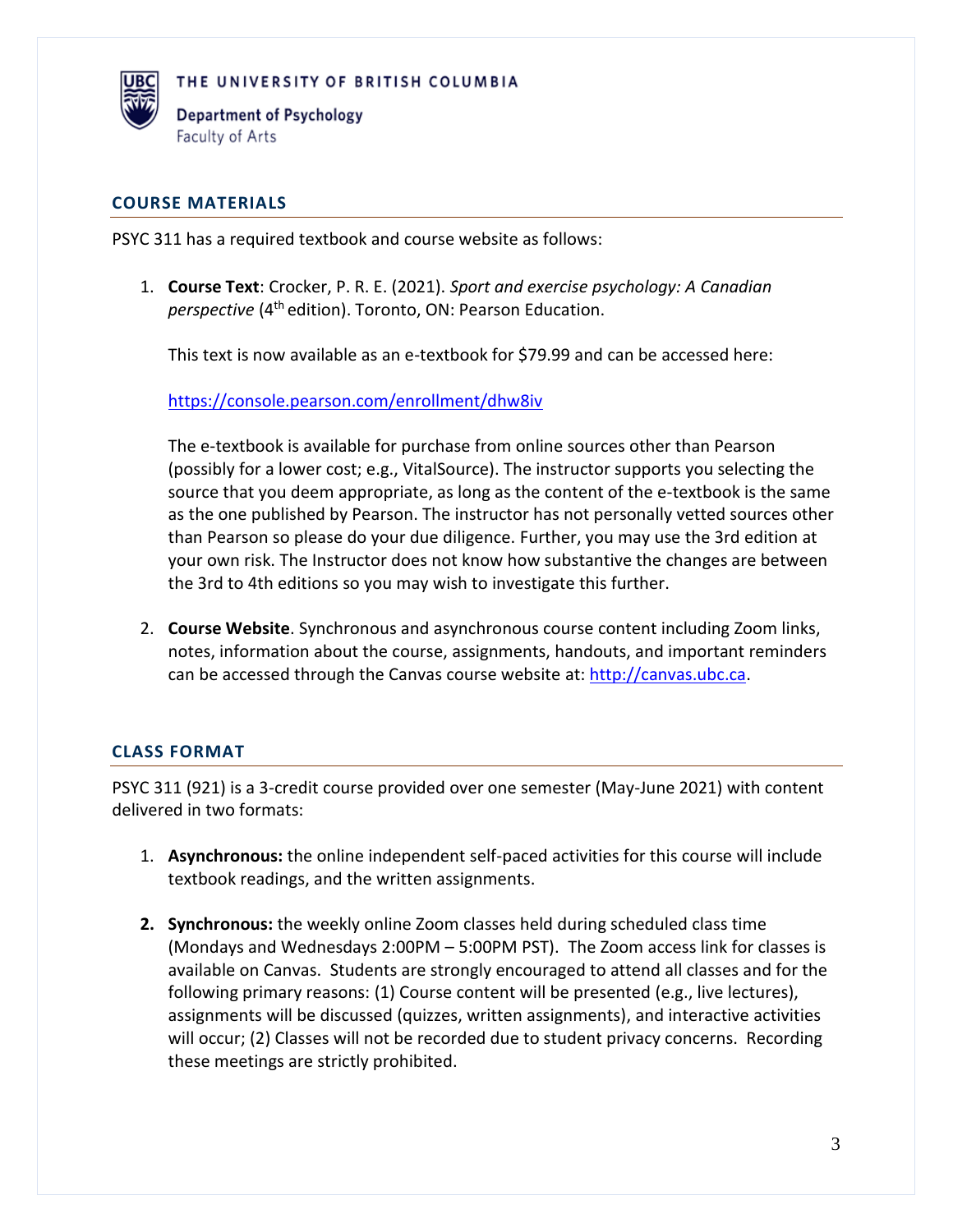THE UNIVERSITY OF BRITISH COLUMBIA

Department of Psychology
Faculty of Arts

## COURSE MATERIALS

PSYC 311 has a required textbook and course website as follows:

1. **Course Text**: Crocker, P. R. E. (2021). *Sport and exercise psychology: A Canadian perspective* (4th edition). Toronto, ON: Pearson Education.

   This text is now available as an e-textbook for $79.99 and can be accessed here:

   https://console.pearson.com/enrollment/dhw8iv

   The e-textbook is available for purchase from online sources other than Pearson (possibly for a lower cost; e.g., VitalSource). The instructor supports you selecting the source that you deem appropriate, as long as the content of the e-textbook is the same as the one published by Pearson. The instructor has not personally vetted sources other than Pearson so please do your due diligence. Further, you may use the 3rd edition at your own risk. The Instructor does not know how substantive the changes are between the 3rd to 4th editions so you may wish to investigate this further.

2. **Course Website**. Synchronous and asynchronous course content including Zoom links, notes, information about the course, assignments, handouts, and important reminders can be accessed through the Canvas course website at: http://canvas.ubc.ca.

## CLASS FORMAT

PSYC 311 (921) is a 3-credit course provided over one semester (May-June 2021) with content delivered in two formats:

1. **Asynchronous:** the online independent self-paced activities for this course will include textbook readings, and the written assignments.

2. **Synchronous:** the weekly online Zoom classes held during scheduled class time (Mondays and Wednesdays 2:00PM – 5:00PM PST). The Zoom access link for classes is available on Canvas. Students are strongly encouraged to attend all classes and for the following primary reasons: (1) Course content will be presented (e.g., live lectures), assignments will be discussed (quizzes, written assignments), and interactive activities will occur; (2) Classes will not be recorded due to student privacy concerns. Recording these meetings are strictly prohibited.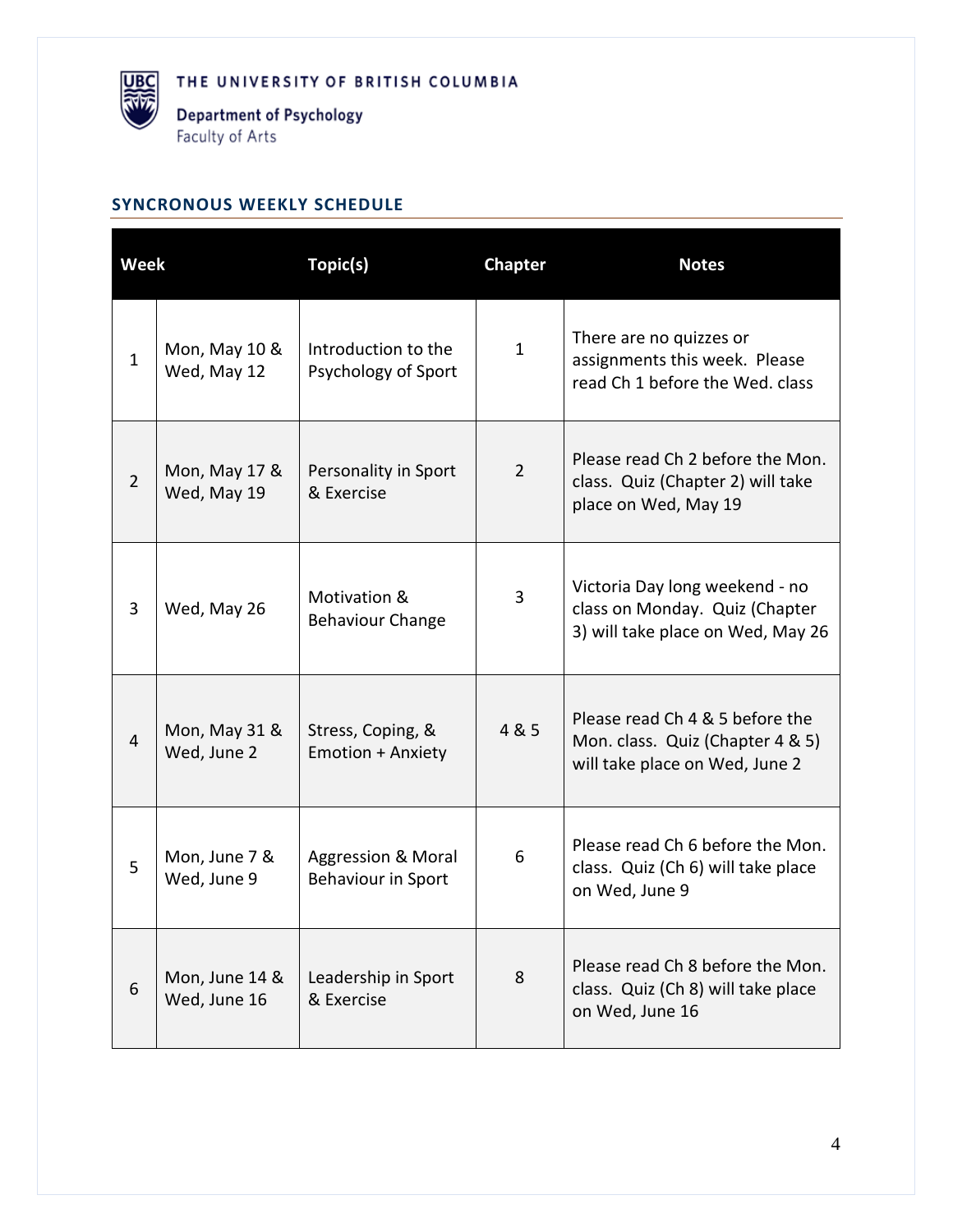THE UNIVERSITY OF BRITISH COLUMBIA

Department of Psychology
Faculty of Arts

## SYNCRONOUS WEEKLY SCHEDULE

| Week | | Topic(s) | Chapter | Notes |
|---|---|---|---|---|
| 1 | Mon, May 10 & Wed, May 12 | Introduction to the Psychology of Sport | 1 | There are no quizzes or assignments this week. Please read Ch 1 before the Wed. class |
| 2 | Mon, May 17 & Wed, May 19 | Personality in Sport & Exercise | 2 | Please read Ch 2 before the Mon. class. Quiz (Chapter 2) will take place on Wed, May 19 |
| 3 | Wed, May 26 | Motivation & Behaviour Change | 3 | Victoria Day long weekend - no class on Monday. Quiz (Chapter 3) will take place on Wed, May 26 |
| 4 | Mon, May 31 & Wed, June 2 | Stress, Coping, & Emotion + Anxiety | 4 & 5 | Please read Ch 4 & 5 before the Mon. class. Quiz (Chapter 4 & 5) will take place on Wed, June 2 |
| 5 | Mon, June 7 & Wed, June 9 | Aggression & Moral Behaviour in Sport | 6 | Please read Ch 6 before the Mon. class. Quiz (Ch 6) will take place on Wed, June 9 |
| 6 | Mon, June 14 & Wed, June 16 | Leadership in Sport & Exercise | 8 | Please read Ch 8 before the Mon. class. Quiz (Ch 8) will take place on Wed, June 16 |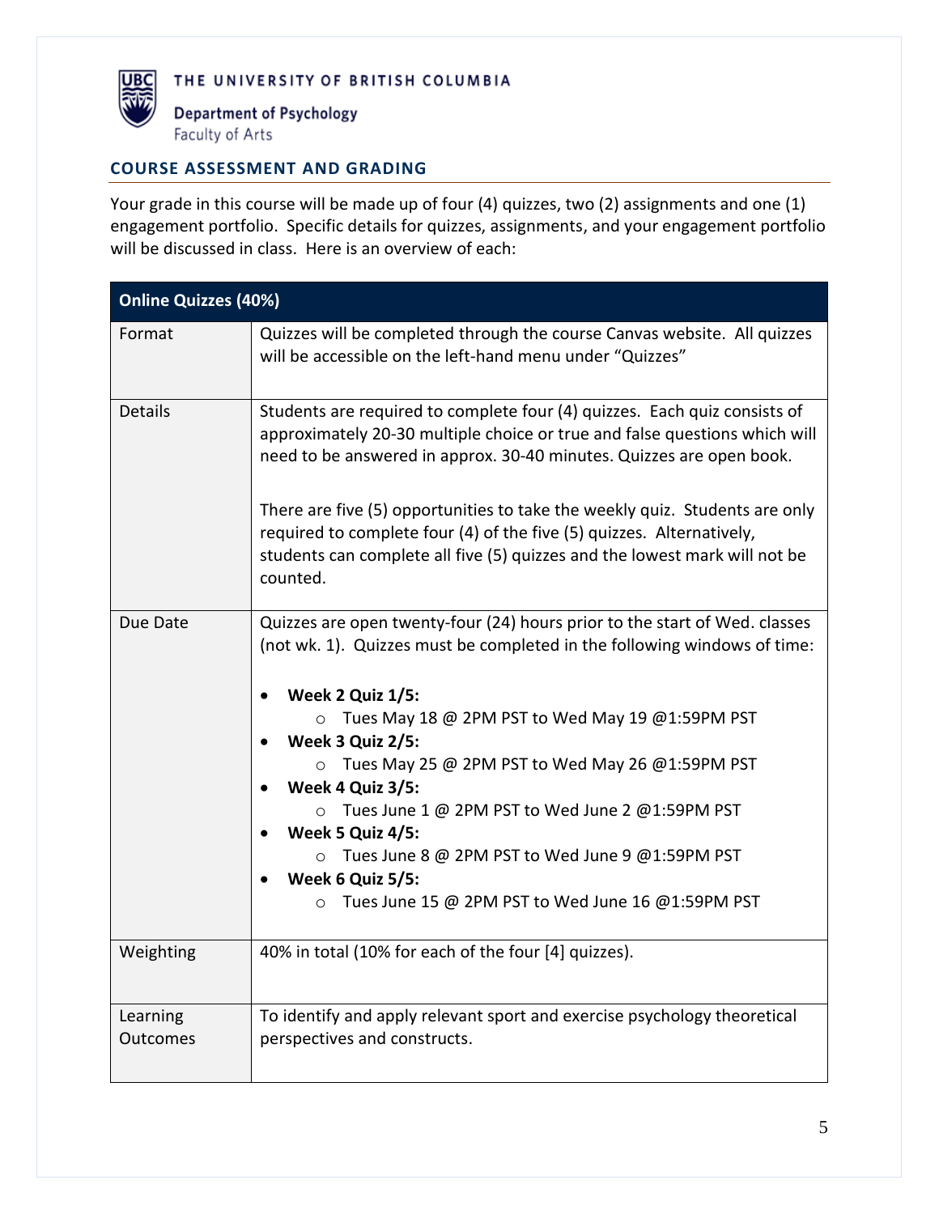THE UNIVERSITY OF BRITISH COLUMBIA

Department of Psychology
Faculty of Arts

## COURSE ASSESSMENT AND GRADING

Your grade in this course will be made up of four (4) quizzes, two (2) assignments and one (1) engagement portfolio. Specific details for quizzes, assignments, and your engagement portfolio will be discussed in class. Here is an overview of each:

| **Online Quizzes (40%)** | |
|---|---|
| Format | Quizzes will be completed through the course Canvas website. All quizzes will be accessible on the left-hand menu under "Quizzes" |
| Details | Students are required to complete four (4) quizzes. Each quiz consists of approximately 20-30 multiple choice or true and false questions which will need to be answered in approx. 30-40 minutes. Quizzes are open book.<br><br>There are five (5) opportunities to take the weekly quiz. Students are only required to complete four (4) of the five (5) quizzes. Alternatively, students can complete all five (5) quizzes and the lowest mark will not be counted. |
| Due Date | Quizzes are open twenty-four (24) hours prior to the start of Wed. classes (not wk. 1). Quizzes must be completed in the following windows of time:<br><br>• **Week 2 Quiz 1/5:**<br>  ○ Tues May 18 @ 2PM PST to Wed May 19 @1:59PM PST<br>• **Week 3 Quiz 2/5:**<br>  ○ Tues May 25 @ 2PM PST to Wed May 26 @1:59PM PST<br>• **Week 4 Quiz 3/5:**<br>  ○ Tues June 1 @ 2PM PST to Wed June 2 @1:59PM PST<br>• **Week 5 Quiz 4/5:**<br>  ○ Tues June 8 @ 2PM PST to Wed June 9 @1:59PM PST<br>• **Week 6 Quiz 5/5:**<br>  ○ Tues June 15 @ 2PM PST to Wed June 16 @1:59PM PST |
| Weighting | 40% in total (10% for each of the four [4] quizzes). |
| Learning Outcomes | To identify and apply relevant sport and exercise psychology theoretical perspectives and constructs. |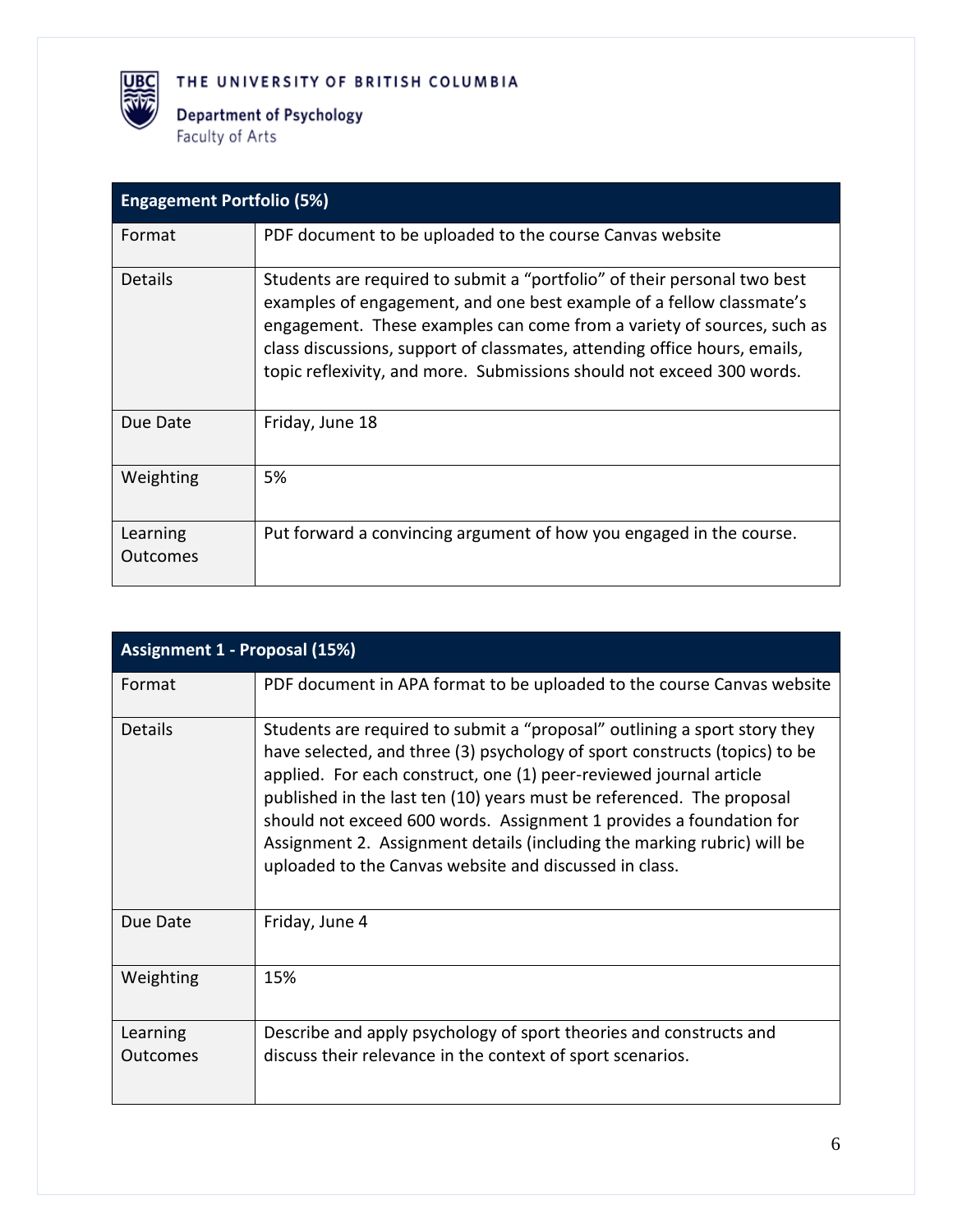| Engagement Portfolio (5%) | |
|---|---|
| Format | PDF document to be uploaded to the course Canvas website |
| Details | Students are required to submit a "portfolio" of their personal two best examples of engagement, and one best example of a fellow classmate's engagement. These examples can come from a variety of sources, such as class discussions, support of classmates, attending office hours, emails, topic reflexivity, and more. Submissions should not exceed 300 words. |
| Due Date | Friday, June 18 |
| Weighting | 5% |
| Learning Outcomes | Put forward a convincing argument of how you engaged in the course. |

| Assignment 1 - Proposal (15%) | |
|---|---|
| Format | PDF document in APA format to be uploaded to the course Canvas website |
| Details | Students are required to submit a "proposal" outlining a sport story they have selected, and three (3) psychology of sport constructs (topics) to be applied. For each construct, one (1) peer-reviewed journal article published in the last ten (10) years must be referenced. The proposal should not exceed 600 words. Assignment 1 provides a foundation for Assignment 2. Assignment details (including the marking rubric) will be uploaded to the Canvas website and discussed in class. |
| Due Date | Friday, June 4 |
| Weighting | 15% |
| Learning Outcomes | Describe and apply psychology of sport theories and constructs and discuss their relevance in the context of sport scenarios. |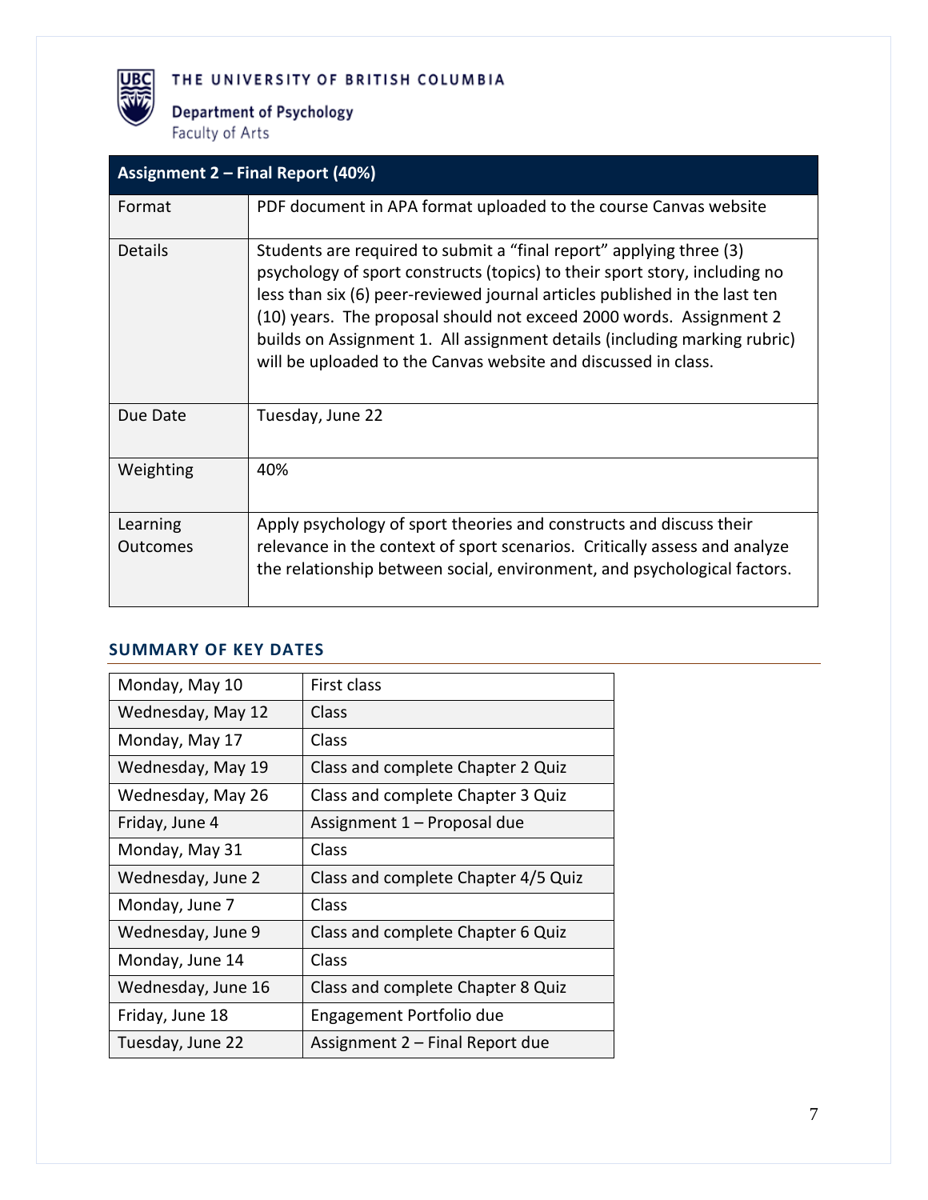THE UNIVERSITY OF BRITISH COLUMBIA

Department of Psychology
Faculty of Arts

| Assignment 2 – Final Report (40%) | |
|---|---|
| Format | PDF document in APA format uploaded to the course Canvas website |
| Details | Students are required to submit a "final report" applying three (3) psychology of sport constructs (topics) to their sport story, including no less than six (6) peer-reviewed journal articles published in the last ten (10) years. The proposal should not exceed 2000 words. Assignment 2 builds on Assignment 1. All assignment details (including marking rubric) will be uploaded to the Canvas website and discussed in class. |
| Due Date | Tuesday, June 22 |
| Weighting | 40% |
| Learning Outcomes | Apply psychology of sport theories and constructs and discuss their relevance in the context of sport scenarios. Critically assess and analyze the relationship between social, environment, and psychological factors. |

## SUMMARY OF KEY DATES

| Date | Event |
|---|---|
| Monday, May 10 | First class |
| Wednesday, May 12 | Class |
| Monday, May 17 | Class |
| Wednesday, May 19 | Class and complete Chapter 2 Quiz |
| Wednesday, May 26 | Class and complete Chapter 3 Quiz |
| Friday, June 4 | Assignment 1 – Proposal due |
| Monday, May 31 | Class |
| Wednesday, June 2 | Class and complete Chapter 4/5 Quiz |
| Monday, June 7 | Class |
| Wednesday, June 9 | Class and complete Chapter 6 Quiz |
| Monday, June 14 | Class |
| Wednesday, June 16 | Class and complete Chapter 8 Quiz |
| Friday, June 18 | Engagement Portfolio due |
| Tuesday, June 22 | Assignment 2 – Final Report due |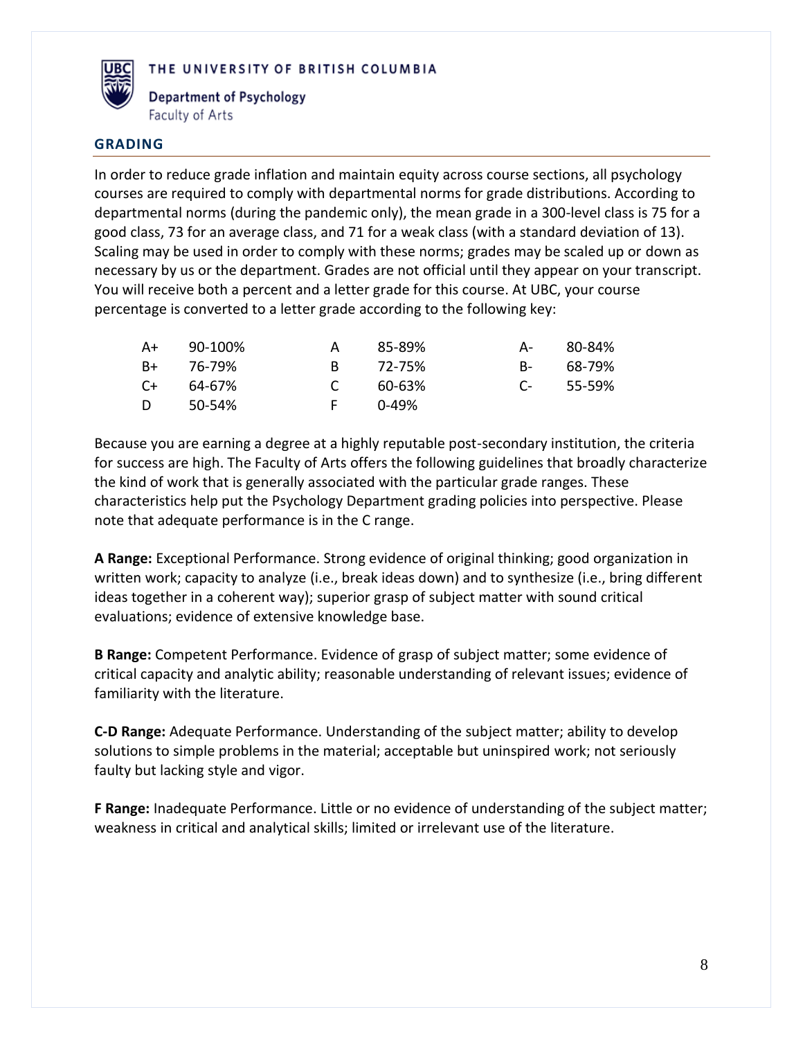THE UNIVERSITY OF BRITISH COLUMBIA

Department of Psychology
Faculty of Arts

## GRADING

In order to reduce grade inflation and maintain equity across course sections, all psychology courses are required to comply with departmental norms for grade distributions. According to departmental norms (during the pandemic only), the mean grade in a 300-level class is 75 for a good class, 73 for an average class, and 71 for a weak class (with a standard deviation of 13). Scaling may be used in order to comply with these norms; grades may be scaled up or down as necessary by us or the department. Grades are not official until they appear on your transcript. You will receive both a percent and a letter grade for this course. At UBC, your course percentage is converted to a letter grade according to the following key:

| | | | | | |
|---|---|---|---|---|---|
| A+ | 90-100% | A | 85-89% | A- | 80-84% |
| B+ | 76-79% | B | 72-75% | B- | 68-79% |
| C+ | 64-67% | C | 60-63% | C- | 55-59% |
| D | 50-54% | F | 0-49% | | |

Because you are earning a degree at a highly reputable post-secondary institution, the criteria for success are high. The Faculty of Arts offers the following guidelines that broadly characterize the kind of work that is generally associated with the particular grade ranges. These characteristics help put the Psychology Department grading policies into perspective. Please note that adequate performance is in the C range.

**A Range:** Exceptional Performance. Strong evidence of original thinking; good organization in written work; capacity to analyze (i.e., break ideas down) and to synthesize (i.e., bring different ideas together in a coherent way); superior grasp of subject matter with sound critical evaluations; evidence of extensive knowledge base.

**B Range:** Competent Performance. Evidence of grasp of subject matter; some evidence of critical capacity and analytic ability; reasonable understanding of relevant issues; evidence of familiarity with the literature.

**C-D Range:** Adequate Performance. Understanding of the subject matter; ability to develop solutions to simple problems in the material; acceptable but uninspired work; not seriously faulty but lacking style and vigor.

**F Range:** Inadequate Performance. Little or no evidence of understanding of the subject matter; weakness in critical and analytical skills; limited or irrelevant use of the literature.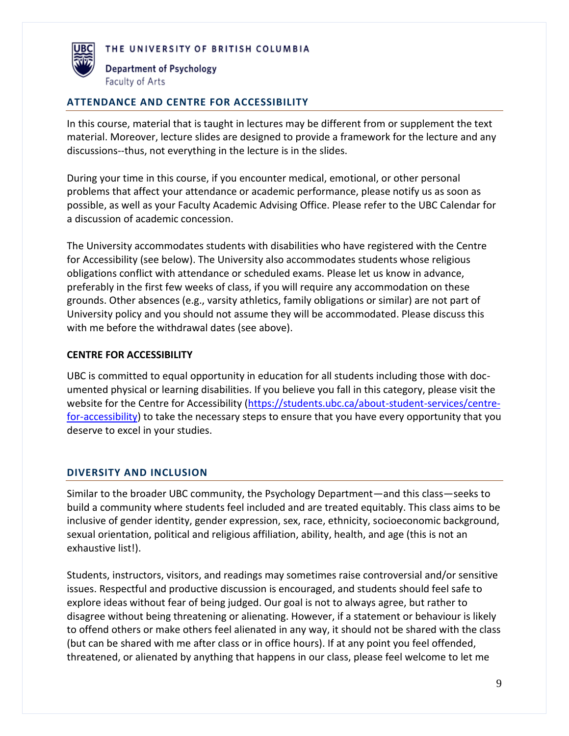## ATTENDANCE AND CENTRE FOR ACCESSIBILITY

In this course, material that is taught in lectures may be different from or supplement the text material. Moreover, lecture slides are designed to provide a framework for the lecture and any discussions--thus, not everything in the lecture is in the slides.

During your time in this course, if you encounter medical, emotional, or other personal problems that affect your attendance or academic performance, please notify us as soon as possible, as well as your Faculty Academic Advising Office. Please refer to the UBC Calendar for a discussion of academic concession.

The University accommodates students with disabilities who have registered with the Centre for Accessibility (see below). The University also accommodates students whose religious obligations conflict with attendance or scheduled exams. Please let us know in advance, preferably in the first few weeks of class, if you will require any accommodation on these grounds. Other absences (e.g., varsity athletics, family obligations or similar) are not part of University policy and you should not assume they will be accommodated. Please discuss this with me before the withdrawal dates (see above).

### CENTRE FOR ACCESSIBILITY

UBC is committed to equal opportunity in education for all students including those with documented physical or learning disabilities. If you believe you fall in this category, please visit the website for the Centre for Accessibility ([https://students.ubc.ca/about-student-services/centre-for-accessibility](https://students.ubc.ca/about-student-services/centre-for-accessibility)) to take the necessary steps to ensure that you have every opportunity that you deserve to excel in your studies.

## DIVERSITY AND INCLUSION

Similar to the broader UBC community, the Psychology Department—and this class—seeks to build a community where students feel included and are treated equitably. This class aims to be inclusive of gender identity, gender expression, sex, race, ethnicity, socioeconomic background, sexual orientation, political and religious affiliation, ability, health, and age (this is not an exhaustive list!).

Students, instructors, visitors, and readings may sometimes raise controversial and/or sensitive issues. Respectful and productive discussion is encouraged, and students should feel safe to explore ideas without fear of being judged. Our goal is not to always agree, but rather to disagree without being threatening or alienating. However, if a statement or behaviour is likely to offend others or make others feel alienated in any way, it should not be shared with the class (but can be shared with me after class or in office hours). If at any point you feel offended, threatened, or alienated by anything that happens in our class, please feel welcome to let me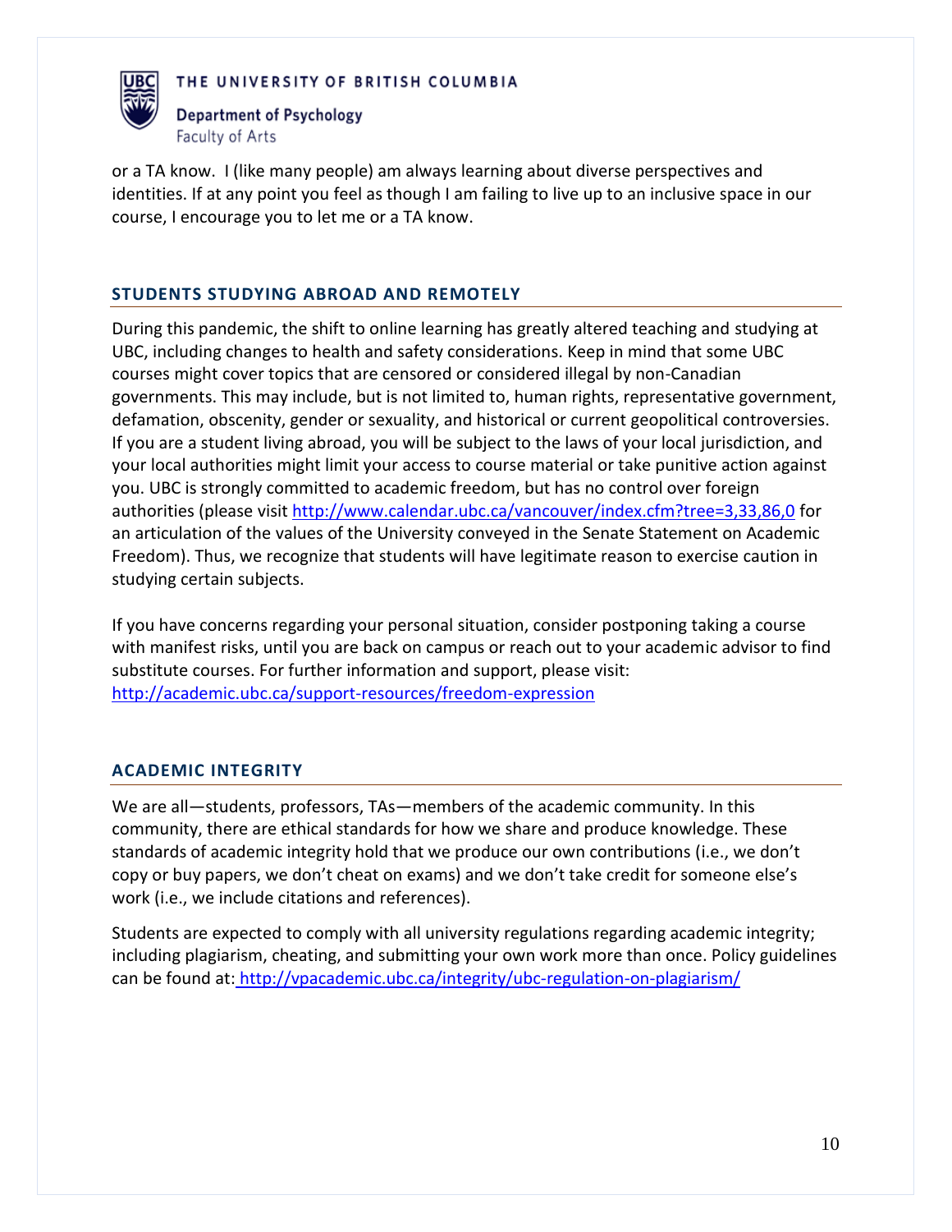or a TA know.  I (like many people) am always learning about diverse perspectives and identities. If at any point you feel as though I am failing to live up to an inclusive space in our course, I encourage you to let me or a TA know.

## STUDENTS STUDYING ABROAD AND REMOTELY

During this pandemic, the shift to online learning has greatly altered teaching and studying at UBC, including changes to health and safety considerations. Keep in mind that some UBC courses might cover topics that are censored or considered illegal by non-Canadian governments. This may include, but is not limited to, human rights, representative government, defamation, obscenity, gender or sexuality, and historical or current geopolitical controversies. If you are a student living abroad, you will be subject to the laws of your local jurisdiction, and your local authorities might limit your access to course material or take punitive action against you. UBC is strongly committed to academic freedom, but has no control over foreign authorities (please visit http://www.calendar.ubc.ca/vancouver/index.cfm?tree=3,33,86,0 for an articulation of the values of the University conveyed in the Senate Statement on Academic Freedom). Thus, we recognize that students will have legitimate reason to exercise caution in studying certain subjects.

If you have concerns regarding your personal situation, consider postponing taking a course with manifest risks, until you are back on campus or reach out to your academic advisor to find substitute courses. For further information and support, please visit: http://academic.ubc.ca/support-resources/freedom-expression

## ACADEMIC INTEGRITY

We are all—students, professors, TAs—members of the academic community. In this community, there are ethical standards for how we share and produce knowledge. These standards of academic integrity hold that we produce our own contributions (i.e., we don't copy or buy papers, we don't cheat on exams) and we don't take credit for someone else's work (i.e., we include citations and references).

Students are expected to comply with all university regulations regarding academic integrity; including plagiarism, cheating, and submitting your own work more than once. Policy guidelines can be found at: http://vpacademic.ubc.ca/integrity/ubc-regulation-on-plagiarism/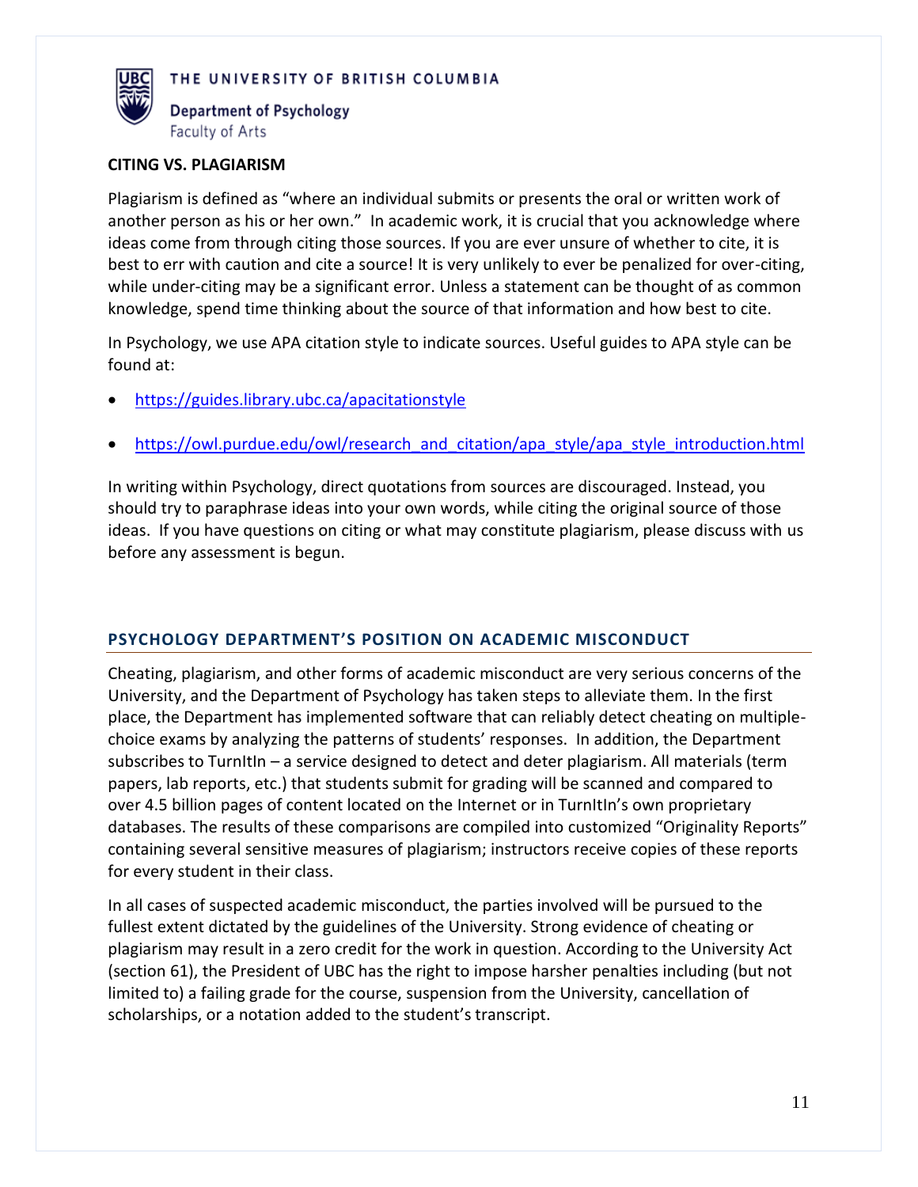THE UNIVERSITY OF BRITISH COLUMBIA

Department of Psychology
Faculty of Arts

**CITING VS. PLAGIARISM**

Plagiarism is defined as "where an individual submits or presents the oral or written work of another person as his or her own." In academic work, it is crucial that you acknowledge where ideas come from through citing those sources. If you are ever unsure of whether to cite, it is best to err with caution and cite a source! It is very unlikely to ever be penalized for over-citing, while under-citing may be a significant error. Unless a statement can be thought of as common knowledge, spend time thinking about the source of that information and how best to cite.

In Psychology, we use APA citation style to indicate sources. Useful guides to APA style can be found at:

- https://guides.library.ubc.ca/apacitationstyle
- https://owl.purdue.edu/owl/research_and_citation/apa_style/apa_style_introduction.html

In writing within Psychology, direct quotations from sources are discouraged. Instead, you should try to paraphrase ideas into your own words, while citing the original source of those ideas. If you have questions on citing or what may constitute plagiarism, please discuss with us before any assessment is begun.

## PSYCHOLOGY DEPARTMENT'S POSITION ON ACADEMIC MISCONDUCT

Cheating, plagiarism, and other forms of academic misconduct are very serious concerns of the University, and the Department of Psychology has taken steps to alleviate them. In the first place, the Department has implemented software that can reliably detect cheating on multiple-choice exams by analyzing the patterns of students' responses. In addition, the Department subscribes to TurnItIn – a service designed to detect and deter plagiarism. All materials (term papers, lab reports, etc.) that students submit for grading will be scanned and compared to over 4.5 billion pages of content located on the Internet or in TurnItIn's own proprietary databases. The results of these comparisons are compiled into customized "Originality Reports" containing several sensitive measures of plagiarism; instructors receive copies of these reports for every student in their class.

In all cases of suspected academic misconduct, the parties involved will be pursued to the fullest extent dictated by the guidelines of the University. Strong evidence of cheating or plagiarism may result in a zero credit for the work in question. According to the University Act (section 61), the President of UBC has the right to impose harsher penalties including (but not limited to) a failing grade for the course, suspension from the University, cancellation of scholarships, or a notation added to the student's transcript.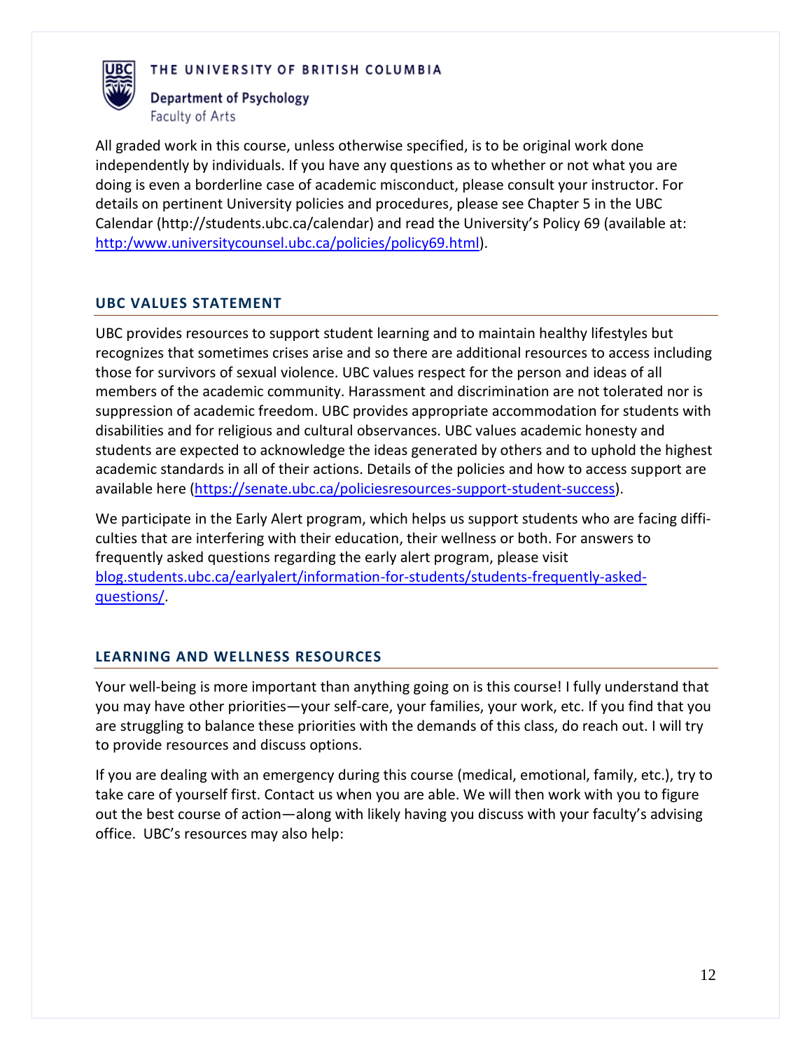All graded work in this course, unless otherwise specified, is to be original work done independently by individuals. If you have any questions as to whether or not what you are doing is even a borderline case of academic misconduct, please consult your instructor. For details on pertinent University policies and procedures, please see Chapter 5 in the UBC Calendar (http://students.ubc.ca/calendar) and read the University's Policy 69 (available at: http:/www.universitycounsel.ubc.ca/policies/policy69.html).

## UBC VALUES STATEMENT

UBC provides resources to support student learning and to maintain healthy lifestyles but recognizes that sometimes crises arise and so there are additional resources to access including those for survivors of sexual violence. UBC values respect for the person and ideas of all members of the academic community. Harassment and discrimination are not tolerated nor is suppression of academic freedom. UBC provides appropriate accommodation for students with disabilities and for religious and cultural observances. UBC values academic honesty and students are expected to acknowledge the ideas generated by others and to uphold the highest academic standards in all of their actions. Details of the policies and how to access support are available here (https://senate.ubc.ca/policiesresources-support-student-success).

We participate in the Early Alert program, which helps us support students who are facing difficulties that are interfering with their education, their wellness or both. For answers to frequently asked questions regarding the early alert program, please visit blog.students.ubc.ca/earlyalert/information-for-students/students-frequently-asked-questions/.

## LEARNING AND WELLNESS RESOURCES

Your well-being is more important than anything going on is this course! I fully understand that you may have other priorities—your self-care, your families, your work, etc. If you find that you are struggling to balance these priorities with the demands of this class, do reach out. I will try to provide resources and discuss options.

If you are dealing with an emergency during this course (medical, emotional, family, etc.), try to take care of yourself first. Contact us when you are able. We will then work with you to figure out the best course of action—along with likely having you discuss with your faculty's advising office. UBC's resources may also help: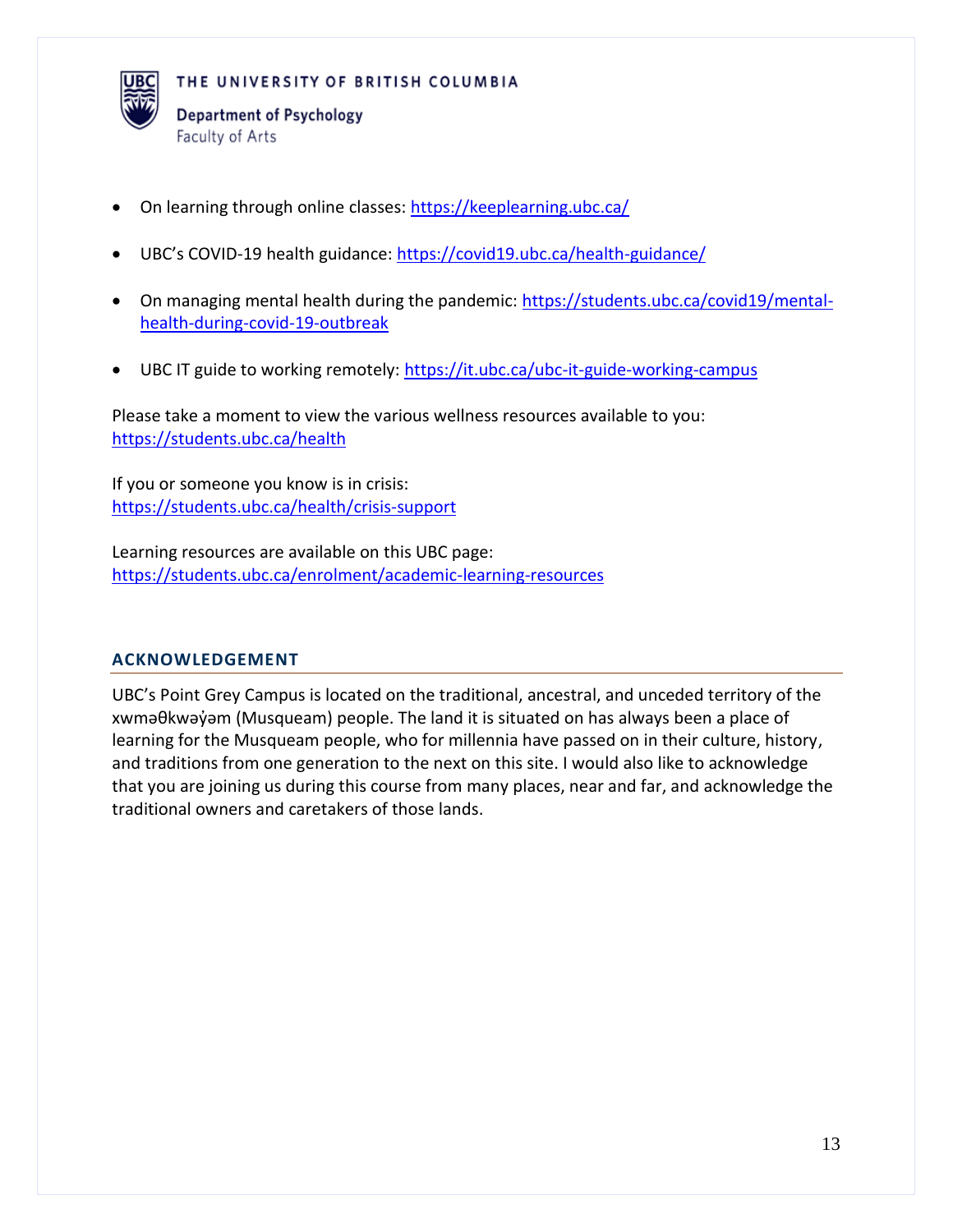- On learning through online classes: https://keeplearning.ubc.ca/
- UBC's COVID-19 health guidance: https://covid19.ubc.ca/health-guidance/
- On managing mental health during the pandemic: https://students.ubc.ca/covid19/mental-health-during-covid-19-outbreak
- UBC IT guide to working remotely: https://it.ubc.ca/ubc-it-guide-working-campus

Please take a moment to view the various wellness resources available to you: https://students.ubc.ca/health

If you or someone you know is in crisis: https://students.ubc.ca/health/crisis-support

Learning resources are available on this UBC page: https://students.ubc.ca/enrolment/academic-learning-resources

## ACKNOWLEDGEMENT

UBC's Point Grey Campus is located on the traditional, ancestral, and unceded territory of the xwməθkwəy̓əm (Musqueam) people. The land it is situated on has always been a place of learning for the Musqueam people, who for millennia have passed on in their culture, history, and traditions from one generation to the next on this site. I would also like to acknowledge that you are joining us during this course from many places, near and far, and acknowledge the traditional owners and caretakers of those lands.